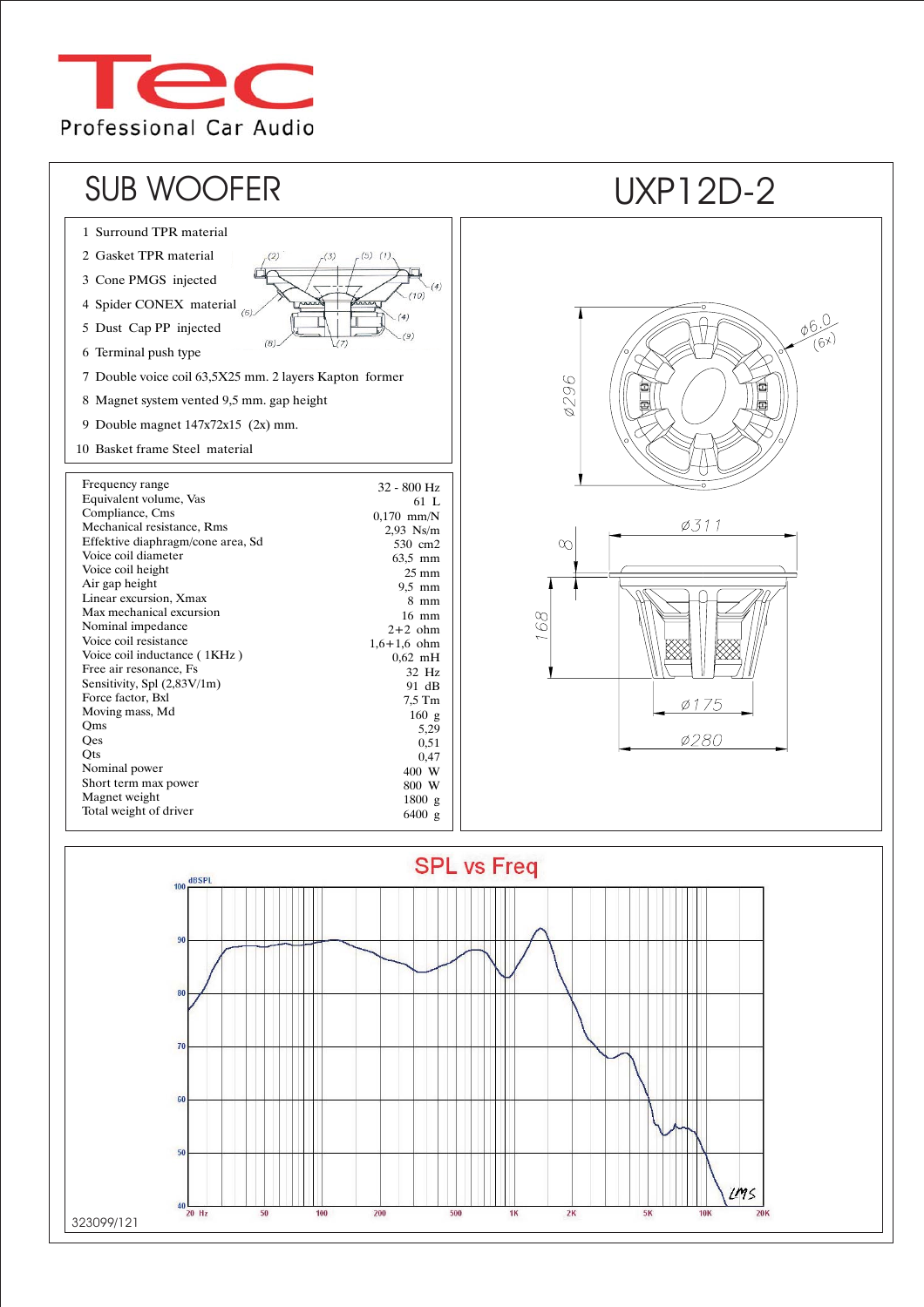Tec
Professional Car Audio

# SUB WOOFER

# UXP12D-2

1 Surround TPR material
2 Gasket TPR material
3 Cone PMGS injected
4 Spider CONEX material
5 Dust Cap PP injected
6 Terminal push type
7 Double voice coil 63,5X25 mm. 2 layers Kapton former
8 Magnet system vented 9,5 mm. gap height
9 Double magnet 147x72x15 (2x) mm.
10 Basket frame Steel material

| Parameter | Value |
|---|---|
| Frequency range | 32 - 800 Hz |
| Equivalent volume, Vas | 61 L |
| Compliance, Cms | 0,170 mm/N |
| Mechanical resistance, Rms | 2,93 Ns/m |
| Effektive diaphragm/cone area, Sd | 530 cm2 |
| Voice coil diameter | 63,5 mm |
| Voice coil height | 25 mm |
| Air gap height | 9,5 mm |
| Linear excursion, Xmax | 8 mm |
| Max mechanical excursion | 16 mm |
| Nominal impedance | 2+2 ohm |
| Voice coil resistance | 1,6+1,6 ohm |
| Voice coil inductance ( 1KHz ) | 0,62 mH |
| Free air resonance, Fs | 32 Hz |
| Sensitivity, Spl (2,83V/1m) | 91 dB |
| Force factor, Bxl | 7,5 Tm |
| Moving mass, Md | 160 g |
| Qms | 5,29 |
| Qes | 0,51 |
| Qts | 0,47 |
| Nominal power | 400 W |
| Short term max power | 800 W |
| Magnet weight | 1800 g |
| Total weight of driver | 6400 g |

Ø6.0 (6x)
Ø296
Ø311
8
168
Ø175
Ø280

## SPL vs Freq

323099/121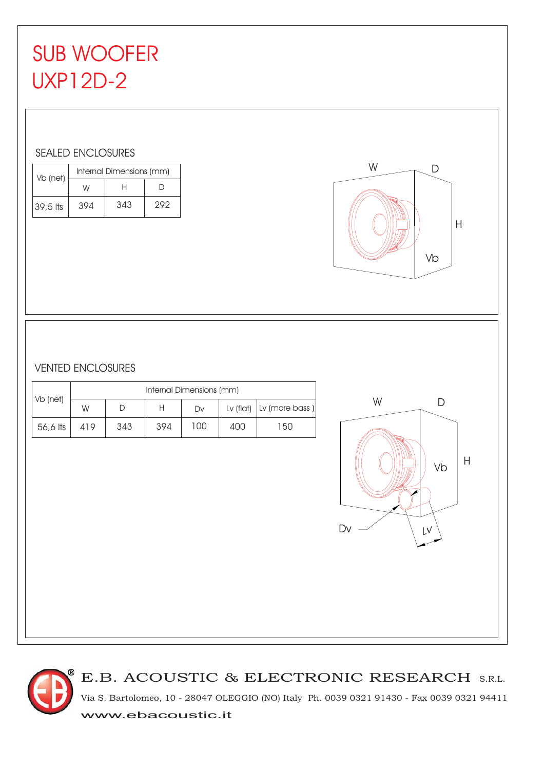# SUB WOOFER
# UXP12D-2

## SEALED ENCLOSURES

| Vb (net) | Internal Dimensions (mm) | | |
|---|---|---|---|
| | W | H | D |
| 39,5 lts | 394 | 343 | 292 |

W
D
H
Vb

## VENTED ENCLOSURES

| Vb (net) | Internal Dimensions (mm) | | | | | |
|---|---|---|---|---|---|---|
| | W | D | H | Dv | Lv (flat) | Lv (more bass ) |
| 56,6 lts | 419 | 343 | 394 | 100 | 400 | 150 |

W
D
H
Vb
Dv
LV

E.B. ACOUSTIC & ELECTRONIC RESEARCH S.R.L.

Via S. Bartolomeo, 10 - 28047 OLEGGIO (NO) Italy Ph. 0039 0321 91430 - Fax 0039 0321 94411

www.ebacoustic.it